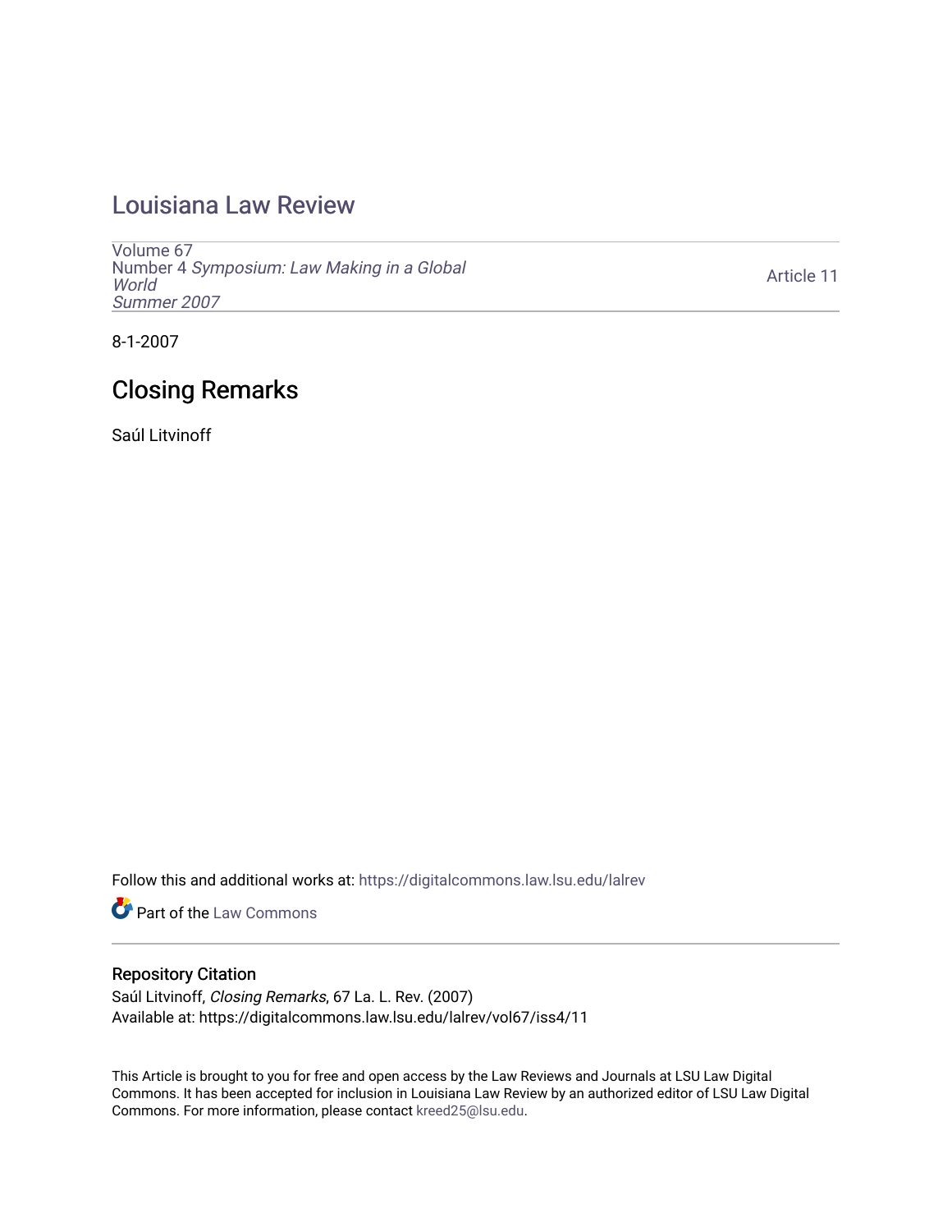# Louisiana Law Review

Volume 67
Number 4 *Symposium: Law Making in a Global World*
*Summer 2007*

Article 11

8-1-2007

## Closing Remarks

Saúl Litvinoff

Follow this and additional works at: https://digitalcommons.law.lsu.edu/lalrev

Part of the Law Commons

### Repository Citation

Saúl Litvinoff, *Closing Remarks*, 67 La. L. Rev. (2007)
Available at: https://digitalcommons.law.lsu.edu/lalrev/vol67/iss4/11

This Article is brought to you for free and open access by the Law Reviews and Journals at LSU Law Digital Commons. It has been accepted for inclusion in Louisiana Law Review by an authorized editor of LSU Law Digital Commons. For more information, please contact kreed25@lsu.edu.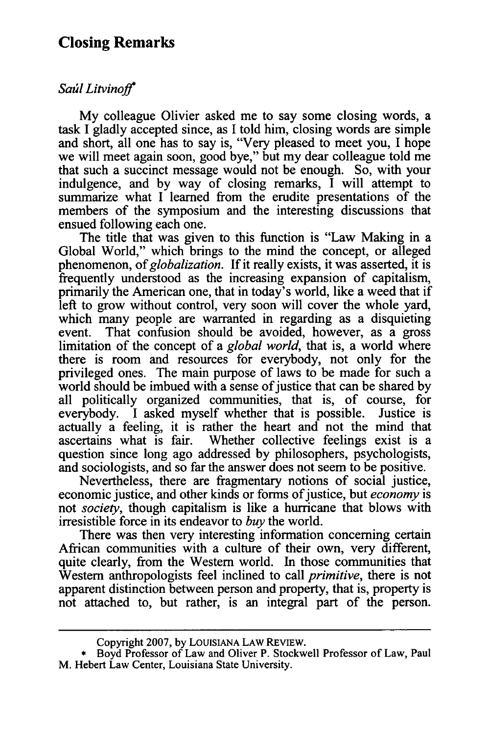## Closing Remarks

*Saúl Litvinoff*[*]

My colleague Olivier asked me to say some closing words, a task I gladly accepted since, as I told him, closing words are simple and short, all one has to say is, "Very pleased to meet you, I hope we will meet again soon, good bye," but my dear colleague told me that such a succinct message would not be enough. So, with your indulgence, and by way of closing remarks, I will attempt to summarize what I learned from the erudite presentations of the members of the symposium and the interesting discussions that ensued following each one.

The title that was given to this function is "Law Making in a Global World," which brings to the mind the concept, or alleged phenomenon, of *globalization*. If it really exists, it was asserted, it is frequently understood as the increasing expansion of capitalism, primarily the American one, that in today's world, like a weed that if left to grow without control, very soon will cover the whole yard, which many people are warranted in regarding as a disquieting event. That confusion should be avoided, however, as a gross limitation of the concept of a *global world*, that is, a world where there is room and resources for everybody, not only for the privileged ones. The main purpose of laws to be made for such a world should be imbued with a sense of justice that can be shared by all politically organized communities, that is, of course, for everybody. I asked myself whether that is possible. Justice is actually a feeling, it is rather the heart and not the mind that ascertains what is fair. Whether collective feelings exist is a question since long ago addressed by philosophers, psychologists, and sociologists, and so far the answer does not seem to be positive.

Nevertheless, there are fragmentary notions of social justice, economic justice, and other kinds or forms of justice, but *economy* is not *society*, though capitalism is like a hurricane that blows with irresistible force in its endeavor to *buy* the world.

There was then very interesting information concerning certain African communities with a culture of their own, very different, quite clearly, from the Western world. In those communities that Western anthropologists feel inclined to call *primitive*, there is not apparent distinction between person and property, that is, property is not attached to, but rather, is an integral part of the person.

---

Copyright 2007, by LOUISIANA LAW REVIEW.

[*] Boyd Professor of Law and Oliver P. Stockwell Professor of Law, Paul M. Hebert Law Center, Louisiana State University.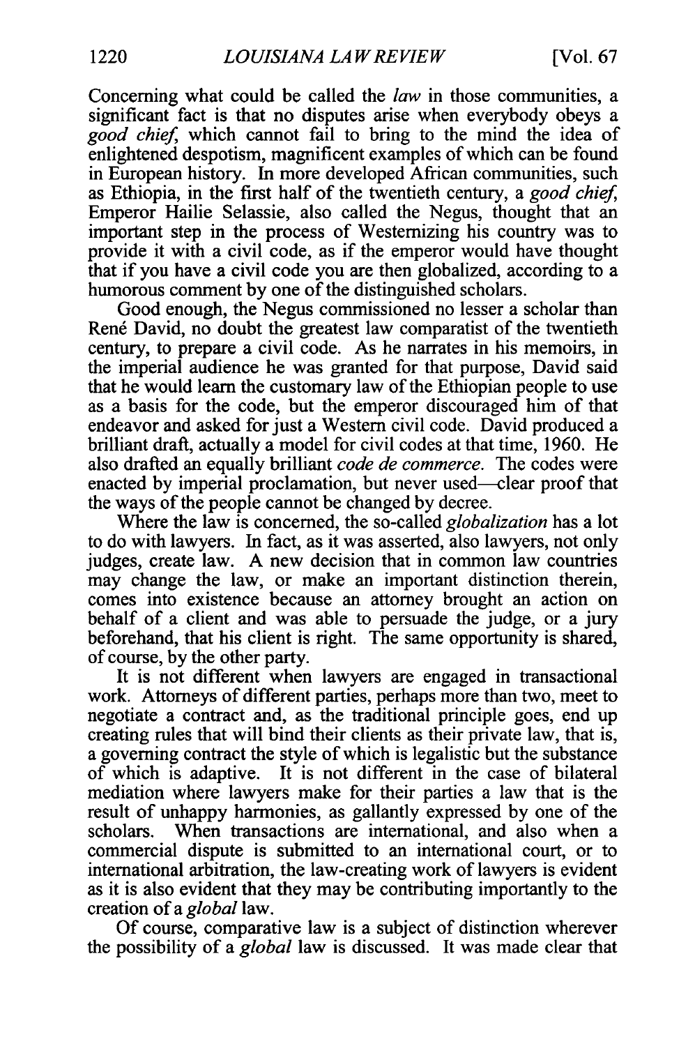Concerning what could be called the *law* in those communities, a significant fact is that no disputes arise when everybody obeys a *good chief*, which cannot fail to bring to the mind the idea of enlightened despotism, magnificent examples of which can be found in European history. In more developed African communities, such as Ethiopia, in the first half of the twentieth century, a *good chief*, Emperor Hailie Selassie, also called the Negus, thought that an important step in the process of Westernizing his country was to provide it with a civil code, as if the emperor would have thought that if you have a civil code you are then globalized, according to a humorous comment by one of the distinguished scholars.

Good enough, the Negus commissioned no lesser a scholar than René David, no doubt the greatest law comparatist of the twentieth century, to prepare a civil code. As he narrates in his memoirs, in the imperial audience he was granted for that purpose, David said that he would learn the customary law of the Ethiopian people to use as a basis for the code, but the emperor discouraged him of that endeavor and asked for just a Western civil code. David produced a brilliant draft, actually a model for civil codes at that time, 1960. He also drafted an equally brilliant *code de commerce*. The codes were enacted by imperial proclamation, but never used—clear proof that the ways of the people cannot be changed by decree.

Where the law is concerned, the so-called *globalization* has a lot to do with lawyers. In fact, as it was asserted, also lawyers, not only judges, create law. A new decision that in common law countries may change the law, or make an important distinction therein, comes into existence because an attorney brought an action on behalf of a client and was able to persuade the judge, or a jury beforehand, that his client is right. The same opportunity is shared, of course, by the other party.

It is not different when lawyers are engaged in transactional work. Attorneys of different parties, perhaps more than two, meet to negotiate a contract and, as the traditional principle goes, end up creating rules that will bind their clients as their private law, that is, a governing contract the style of which is legalistic but the substance of which is adaptive. It is not different in the case of bilateral mediation where lawyers make for their parties a law that is the result of unhappy harmonies, as gallantly expressed by one of the scholars. When transactions are international, and also when a commercial dispute is submitted to an international court, or to international arbitration, the law-creating work of lawyers is evident as it is also evident that they may be contributing importantly to the creation of a *global* law.

Of course, comparative law is a subject of distinction wherever the possibility of a *global* law is discussed. It was made clear that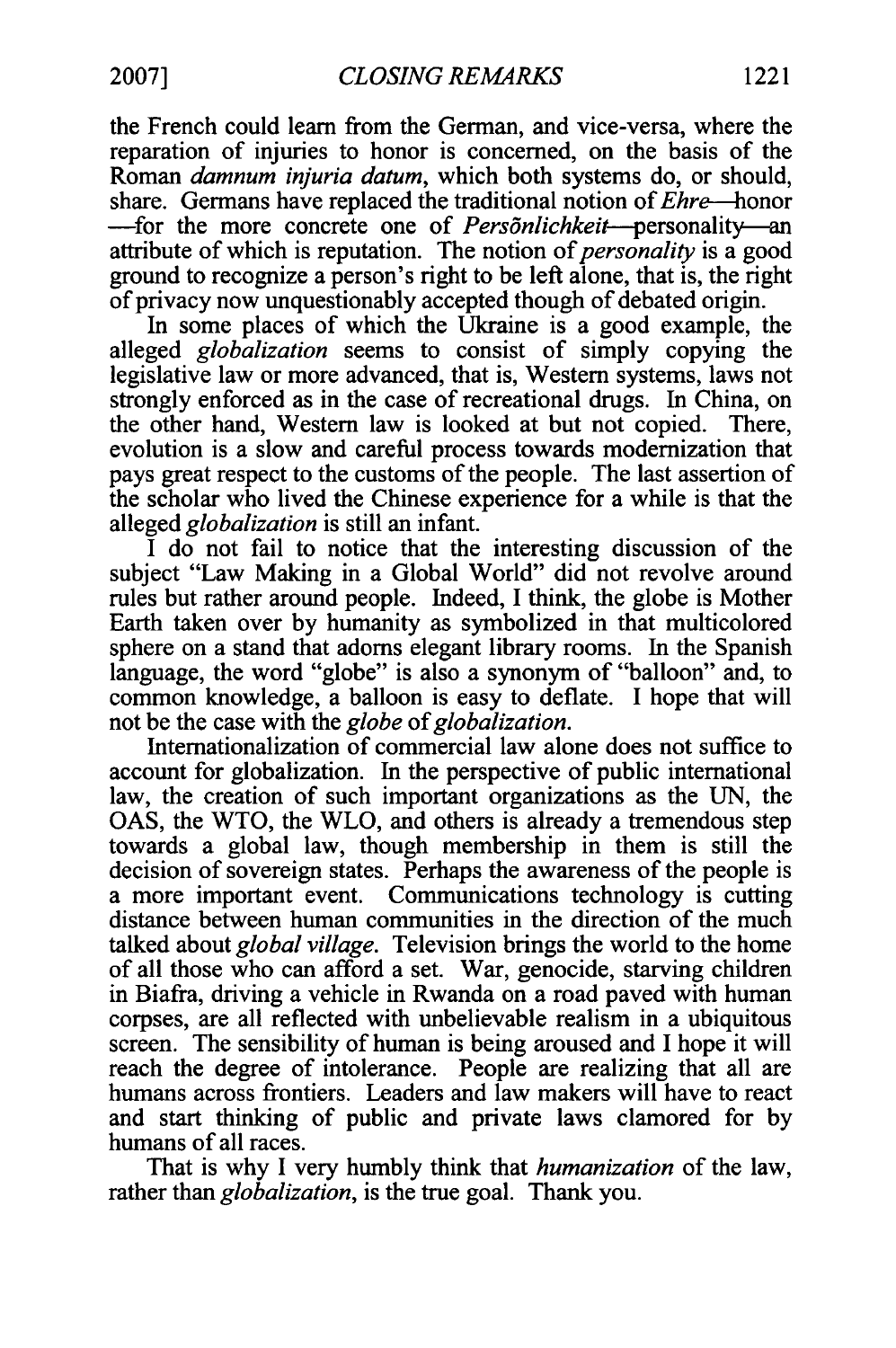the French could learn from the German, and vice-versa, where the reparation of injuries to honor is concerned, on the basis of the Roman *damnum injuria datum*, which both systems do, or should, share. Germans have replaced the traditional notion of *Ehre*—honor—for the more concrete one of *Persõnlichkeit*—personality—an attribute of which is reputation. The notion of *personality* is a good ground to recognize a person's right to be left alone, that is, the right of privacy now unquestionably accepted though of debated origin.

In some places of which the Ukraine is a good example, the alleged *globalization* seems to consist of simply copying the legislative law or more advanced, that is, Western systems, laws not strongly enforced as in the case of recreational drugs. In China, on the other hand, Western law is looked at but not copied. There, evolution is a slow and careful process towards modernization that pays great respect to the customs of the people. The last assertion of the scholar who lived the Chinese experience for a while is that the alleged *globalization* is still an infant.

I do not fail to notice that the interesting discussion of the subject "Law Making in a Global World" did not revolve around rules but rather around people. Indeed, I think, the globe is Mother Earth taken over by humanity as symbolized in that multicolored sphere on a stand that adorns elegant library rooms. In the Spanish language, the word "globe" is also a synonym of "balloon" and, to common knowledge, a balloon is easy to deflate. I hope that will not be the case with the *globe* of *globalization*.

Internationalization of commercial law alone does not suffice to account for globalization. In the perspective of public international law, the creation of such important organizations as the UN, the OAS, the WTO, the WLO, and others is already a tremendous step towards a global law, though membership in them is still the decision of sovereign states. Perhaps the awareness of the people is a more important event. Communications technology is cutting distance between human communities in the direction of the much talked about *global village*. Television brings the world to the home of all those who can afford a set. War, genocide, starving children in Biafra, driving a vehicle in Rwanda on a road paved with human corpses, are all reflected with unbelievable realism in a ubiquitous screen. The sensibility of human is being aroused and I hope it will reach the degree of intolerance. People are realizing that all are humans across frontiers. Leaders and law makers will have to react and start thinking of public and private laws clamored for by humans of all races.

That is why I very humbly think that *humanization* of the law, rather than *globalization*, is the true goal. Thank you.